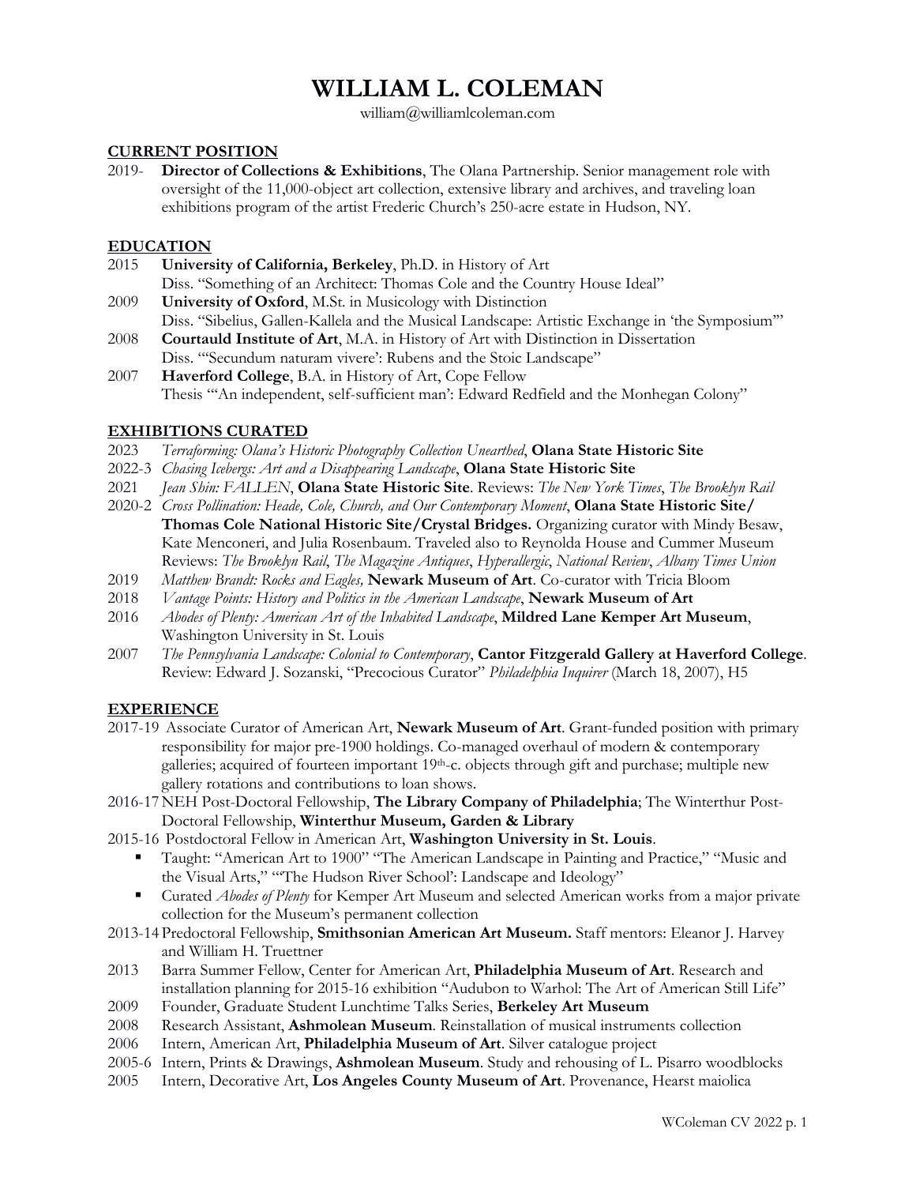# WILLIAM L. COLEMAN

william@williamlcoleman.com

## CURRENT POSITION

2019- **Director of Collections & Exhibitions**, The Olana Partnership. Senior management role with oversight of the 11,000-object art collection, extensive library and archives, and traveling loan exhibitions program of the artist Frederic Church's 250-acre estate in Hudson, NY.

## EDUCATION

2015 **University of California, Berkeley**, Ph.D. in History of Art
Diss. "Something of an Architect: Thomas Cole and the Country House Ideal"

2009 **University of Oxford**, M.St. in Musicology with Distinction
Diss. "Sibelius, Gallen-Kallela and the Musical Landscape: Artistic Exchange in 'the Symposium'"

2008 **Courtauld Institute of Art**, M.A. in History of Art with Distinction in Dissertation
Diss. "'Secundum naturam vivere': Rubens and the Stoic Landscape"

2007 **Haverford College**, B.A. in History of Art, Cope Fellow
Thesis "'An independent, self-sufficient man': Edward Redfield and the Monhegan Colony"

## EXHIBITIONS CURATED

2023 *Terraforming: Olana's Historic Photography Collection Unearthed*, **Olana State Historic Site**

2022-3 *Chasing Icebergs: Art and a Disappearing Landscape*, **Olana State Historic Site**

2021 *Jean Shin: FALLEN*, **Olana State Historic Site**. Reviews: *The New York Times*, *The Brooklyn Rail*

2020-2 *Cross Pollination: Heade, Cole, Church, and Our Contemporary Moment*, **Olana State Historic Site/ Thomas Cole National Historic Site/Crystal Bridges.** Organizing curator with Mindy Besaw, Kate Menconeri, and Julia Rosenbaum. Traveled also to Reynolda House and Cummer Museum Reviews: *The Brooklyn Rail*, *The Magazine Antiques*, *Hyperallergic*, *National Review*, *Albany Times Union*

2019 *Matthew Brandt: Rocks and Eagles,* **Newark Museum of Art**. Co-curator with Tricia Bloom

2018 *Vantage Points: History and Politics in the American Landscape*, **Newark Museum of Art**

2016 *Abodes of Plenty: American Art of the Inhabited Landscape*, **Mildred Lane Kemper Art Museum**, Washington University in St. Louis

2007 *The Pennsylvania Landscape: Colonial to Contemporary*, **Cantor Fitzgerald Gallery at Haverford College**. Review: Edward J. Sozanski, "Precocious Curator" *Philadelphia Inquirer* (March 18, 2007), H5

## EXPERIENCE

2017-19 Associate Curator of American Art, **Newark Museum of Art**. Grant-funded position with primary responsibility for major pre-1900 holdings. Co-managed overhaul of modern & contemporary galleries; acquired of fourteen important 19th-c. objects through gift and purchase; multiple new gallery rotations and contributions to loan shows.

2016-17 NEH Post-Doctoral Fellowship, **The Library Company of Philadelphia**; The Winterthur Post-Doctoral Fellowship, **Winterthur Museum, Garden & Library**

2015-16 Postdoctoral Fellow in American Art, **Washington University in St. Louis**.

- Taught: "American Art to 1900" "The American Landscape in Painting and Practice," "Music and the Visual Arts," "'The Hudson River School': Landscape and Ideology"
- Curated *Abodes of Plenty* for Kemper Art Museum and selected American works from a major private collection for the Museum's permanent collection

2013-14 Predoctoral Fellowship, **Smithsonian American Art Museum.** Staff mentors: Eleanor J. Harvey and William H. Truettner

2013 Barra Summer Fellow, Center for American Art, **Philadelphia Museum of Art**. Research and installation planning for 2015-16 exhibition "Audubon to Warhol: The Art of American Still Life"

2009 Founder, Graduate Student Lunchtime Talks Series, **Berkeley Art Museum**

2008 Research Assistant, **Ashmolean Museum**. Reinstallation of musical instruments collection

2006 Intern, American Art, **Philadelphia Museum of Art**. Silver catalogue project

2005-6 Intern, Prints & Drawings, **Ashmolean Museum**. Study and rehousing of L. Pisarro woodblocks

2005 Intern, Decorative Art, **Los Angeles County Museum of Art**. Provenance, Hearst maiolica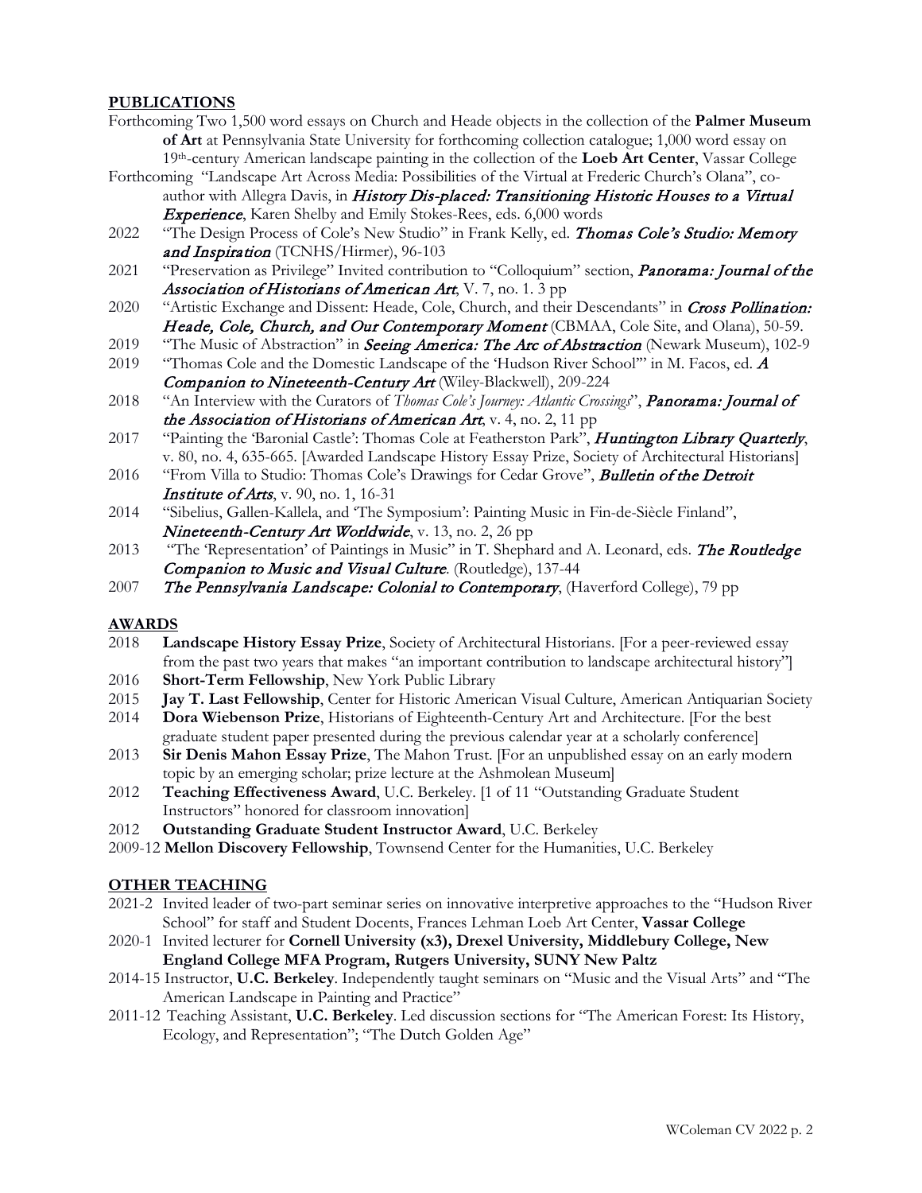## PUBLICATIONS

Forthcoming Two 1,500 word essays on Church and Heade objects in the collection of the **Palmer Museum of Art** at Pennsylvania State University for forthcoming collection catalogue; 1,000 word essay on 19th-century American landscape painting in the collection of the **Loeb Art Center**, Vassar College

Forthcoming "Landscape Art Across Media: Possibilities of the Virtual at Frederic Church's Olana", co-author with Allegra Davis, in ***History Dis-placed: Transitioning Historic Houses to a Virtual Experience***, Karen Shelby and Emily Stokes-Rees, eds. 6,000 words

2022 "The Design Process of Cole's New Studio" in Frank Kelly, ed. ***Thomas Cole's Studio: Memory and Inspiration*** (TCNHS/Hirmer), 96-103

2021 "Preservation as Privilege" Invited contribution to "Colloquium" section, ***Panorama: Journal of the Association of Historians of American Art***, V. 7, no. 1. 3 pp

2020 "Artistic Exchange and Dissent: Heade, Cole, Church, and their Descendants" in ***Cross Pollination: Heade, Cole, Church, and Our Contemporary Moment*** (CBMAA, Cole Site, and Olana), 50-59.

2019 "The Music of Abstraction" in ***Seeing America: The Arc of Abstraction*** (Newark Museum), 102-9

2019 "Thomas Cole and the Domestic Landscape of the 'Hudson River School'" in M. Facos, ed. ***A Companion to Nineteenth-Century Art*** (Wiley-Blackwell), 209-224

2018 "An Interview with the Curators of *Thomas Cole's Journey: Atlantic Crossings*", ***Panorama: Journal of the Association of Historians of American Art***, v. 4, no. 2, 11 pp

2017 "Painting the 'Baronial Castle': Thomas Cole at Featherston Park", ***Huntington Library Quarterly***, v. 80, no. 4, 635-665. [Awarded Landscape History Essay Prize, Society of Architectural Historians]

2016 "From Villa to Studio: Thomas Cole's Drawings for Cedar Grove", ***Bulletin of the Detroit Institute of Arts***, v. 90, no. 1, 16-31

2014 "Sibelius, Gallen-Kallela, and 'The Symposium': Painting Music in Fin-de-Siècle Finland", ***Nineteenth-Century Art Worldwide***, v. 13, no. 2, 26 pp

2013 "The 'Representation' of Paintings in Music" in T. Shephard and A. Leonard, eds. ***The Routledge Companion to Music and Visual Culture***. (Routledge), 137-44

2007 ***The Pennsylvania Landscape: Colonial to Contemporary***, (Haverford College), 79 pp

## AWARDS

2018 **Landscape History Essay Prize**, Society of Architectural Historians. [For a peer-reviewed essay from the past two years that makes "an important contribution to landscape architectural history"]

2016 **Short-Term Fellowship**, New York Public Library

2015 **Jay T. Last Fellowship**, Center for Historic American Visual Culture, American Antiquarian Society

2014 **Dora Wiebenson Prize**, Historians of Eighteenth-Century Art and Architecture. [For the best graduate student paper presented during the previous calendar year at a scholarly conference]

2013 **Sir Denis Mahon Essay Prize**, The Mahon Trust. [For an unpublished essay on an early modern topic by an emerging scholar; prize lecture at the Ashmolean Museum]

2012 **Teaching Effectiveness Award**, U.C. Berkeley. [1 of 11 "Outstanding Graduate Student Instructors" honored for classroom innovation]

2012 **Outstanding Graduate Student Instructor Award**, U.C. Berkeley

2009-12 **Mellon Discovery Fellowship**, Townsend Center for the Humanities, U.C. Berkeley

## OTHER TEACHING

2021-2 Invited leader of two-part seminar series on innovative interpretive approaches to the "Hudson River School" for staff and Student Docents, Frances Lehman Loeb Art Center, **Vassar College**

2020-1 Invited lecturer for **Cornell University (x3), Drexel University, Middlebury College, New England College MFA Program, Rutgers University, SUNY New Paltz**

2014-15 Instructor, **U.C. Berkeley**. Independently taught seminars on "Music and the Visual Arts" and "The American Landscape in Painting and Practice"

2011-12 Teaching Assistant, **U.C. Berkeley**. Led discussion sections for "The American Forest: Its History, Ecology, and Representation"; "The Dutch Golden Age"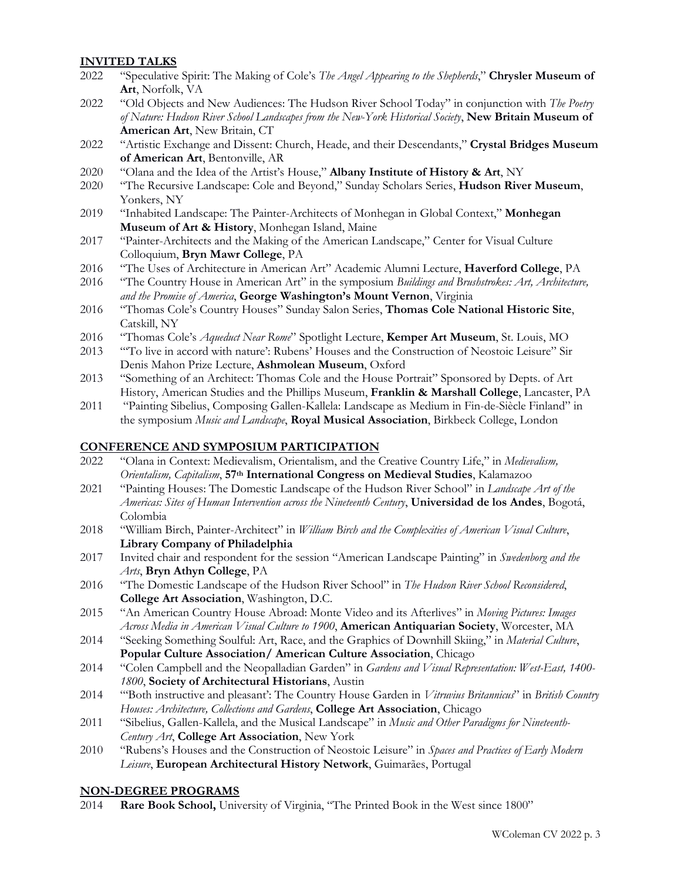## INVITED TALKS

2022 "Speculative Spirit: The Making of Cole's *The Angel Appearing to the Shepherds*," **Chrysler Museum of Art**, Norfolk, VA

2022 "Old Objects and New Audiences: The Hudson River School Today" in conjunction with *The Poetry of Nature: Hudson River School Landscapes from the New-York Historical Society*, **New Britain Museum of American Art**, New Britain, CT

2022 "Artistic Exchange and Dissent: Church, Heade, and their Descendants," **Crystal Bridges Museum of American Art**, Bentonville, AR

2020 "Olana and the Idea of the Artist's House," **Albany Institute of History & Art**, NY

2020 "The Recursive Landscape: Cole and Beyond," Sunday Scholars Series, **Hudson River Museum**, Yonkers, NY

2019 "Inhabited Landscape: The Painter-Architects of Monhegan in Global Context," **Monhegan Museum of Art & History**, Monhegan Island, Maine

2017 "Painter-Architects and the Making of the American Landscape," Center for Visual Culture Colloquium, **Bryn Mawr College**, PA

2016 "The Uses of Architecture in American Art" Academic Alumni Lecture, **Haverford College**, PA

2016 "The Country House in American Art" in the symposium *Buildings and Brushstrokes: Art, Architecture, and the Promise of America*, **George Washington's Mount Vernon**, Virginia

2016 "Thomas Cole's Country Houses" Sunday Salon Series, **Thomas Cole National Historic Site**, Catskill, NY

2016 "Thomas Cole's *Aqueduct Near Rome*" Spotlight Lecture, **Kemper Art Museum**, St. Louis, MO

2013 "'To live in accord with nature': Rubens' Houses and the Construction of Neostoic Leisure" Sir Denis Mahon Prize Lecture, **Ashmolean Museum**, Oxford

2013 "Something of an Architect: Thomas Cole and the House Portrait" Sponsored by Depts. of Art History, American Studies and the Phillips Museum, **Franklin & Marshall College**, Lancaster, PA

2011 "Painting Sibelius, Composing Gallen-Kallela: Landscape as Medium in Fin-de-Siècle Finland" in the symposium *Music and Landscape*, **Royal Musical Association**, Birkbeck College, London

## CONFERENCE AND SYMPOSIUM PARTICIPATION

2022 "Olana in Context: Medievalism, Orientalism, and the Creative Country Life," in *Medievalism, Orientalism, Capitalism*, **57th International Congress on Medieval Studies**, Kalamazoo

2021 "Painting Houses: The Domestic Landscape of the Hudson River School" in *Landscape Art of the Americas: Sites of Human Intervention across the Nineteenth Century*, **Universidad de los Andes**, Bogotá, Colombia

2018 "William Birch, Painter-Architect" in *William Birch and the Complexities of American Visual Culture*, **Library Company of Philadelphia**

2017 Invited chair and respondent for the session "American Landscape Painting" in *Swedenborg and the Arts*, **Bryn Athyn College**, PA

2016 "The Domestic Landscape of the Hudson River School" in *The Hudson River School Reconsidered*, **College Art Association**, Washington, D.C.

2015 "An American Country House Abroad: Monte Video and its Afterlives" in *Moving Pictures: Images Across Media in American Visual Culture to 1900*, **American Antiquarian Society**, Worcester, MA

2014 "Seeking Something Soulful: Art, Race, and the Graphics of Downhill Skiing," in *Material Culture*, **Popular Culture Association/ American Culture Association**, Chicago

2014 "Colen Campbell and the Neopalladian Garden" in *Gardens and Visual Representation: West-East, 1400-1800*, **Society of Architectural Historians**, Austin

2014 "'Both instructive and pleasant': The Country House Garden in *Vitruvius Britannicus*" in *British Country Houses: Architecture, Collections and Gardens*, **College Art Association**, Chicago

2011 "Sibelius, Gallen-Kallela, and the Musical Landscape" in *Music and Other Paradigms for Nineteenth-Century Art*, **College Art Association**, New York

2010 "Rubens's Houses and the Construction of Neostoic Leisure" in *Spaces and Practices of Early Modern Leisure*, **European Architectural History Network**, Guimarães, Portugal

## NON-DEGREE PROGRAMS

2014 **Rare Book School,** University of Virginia, "The Printed Book in the West since 1800"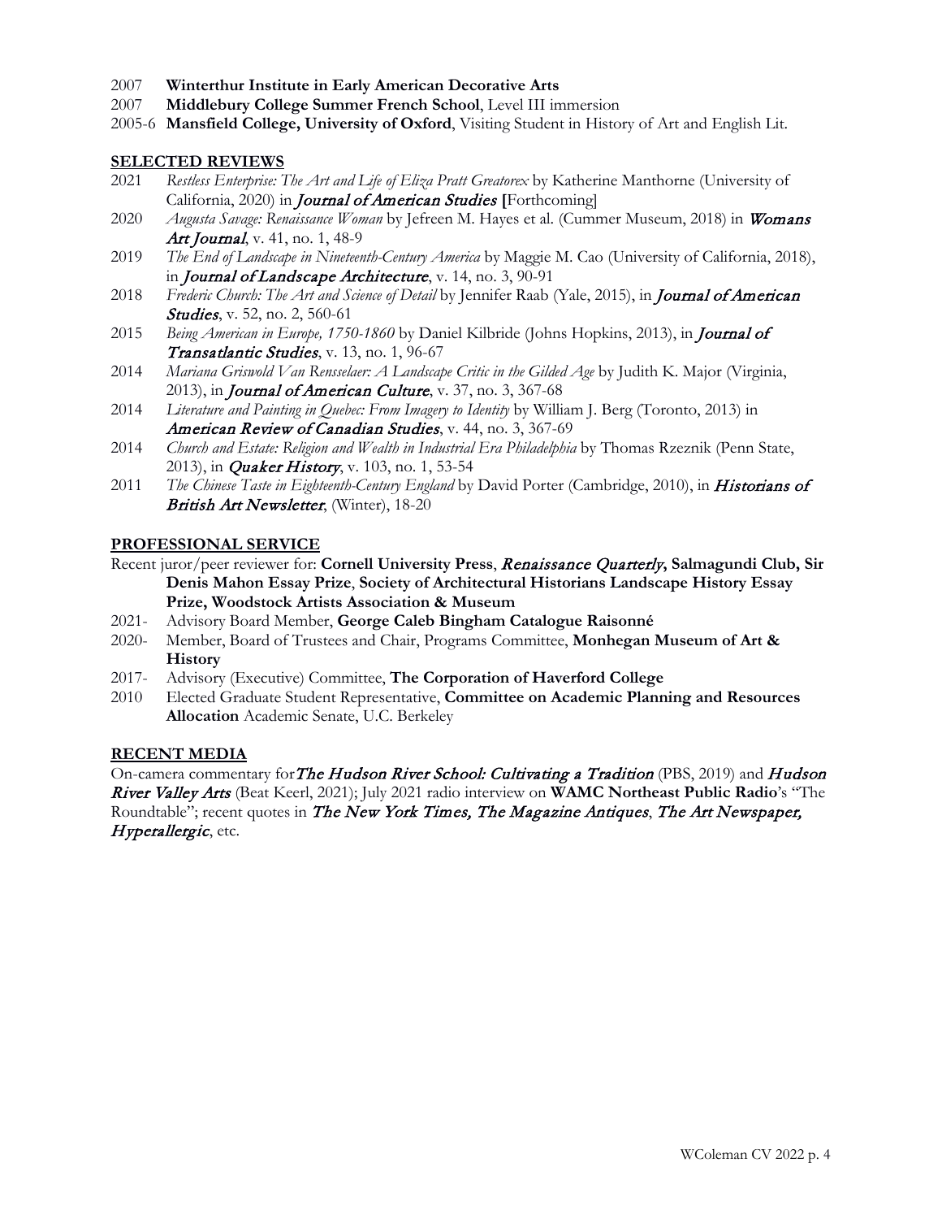2007 **Winterthur Institute in Early American Decorative Arts**
2007 **Middlebury College Summer French School**, Level III immersion
2005-6 **Mansfield College, University of Oxford**, Visiting Student in History of Art and English Lit.

## SELECTED REVIEWS

2021 *Restless Enterprise: The Art and Life of Eliza Pratt Greatorex* by Katherine Manthorne (University of California, 2020) in ***Journal of American Studies*** **[**Forthcoming]

2020 *Augusta Savage: Renaissance Woman* by Jefreen M. Hayes et al. (Cummer Museum, 2018) in ***Womans Art Journal***, v. 41, no. 1, 48-9

2019 *The End of Landscape in Nineteenth-Century America* by Maggie M. Cao (University of California, 2018), in ***Journal of Landscape Architecture***, v. 14, no. 3, 90-91

2018 *Frederic Church: The Art and Science of Detail* by Jennifer Raab (Yale, 2015), in ***Journal of American Studies***, v. 52, no. 2, 560-61

2015 *Being American in Europe, 1750-1860* by Daniel Kilbride (Johns Hopkins, 2013), in ***Journal of Transatlantic Studies***, v. 13, no. 1, 96-67

2014 *Mariana Griswold Van Rensselaer: A Landscape Critic in the Gilded Age* by Judith K. Major (Virginia, 2013), in ***Journal of American Culture***, v. 37, no. 3, 367-68

2014 *Literature and Painting in Quebec: From Imagery to Identity* by William J. Berg (Toronto, 2013) in ***American Review of Canadian Studies***, v. 44, no. 3, 367-69

2014 *Church and Estate: Religion and Wealth in Industrial Era Philadelphia* by Thomas Rzeznik (Penn State, 2013), in ***Quaker History***, v. 103, no. 1, 53-54

2011 *The Chinese Taste in Eighteenth-Century England* by David Porter (Cambridge, 2010), in ***Historians of British Art Newsletter***, (Winter), 18-20

## PROFESSIONAL SERVICE

Recent juror/peer reviewer for: **Cornell University Press**, ***Renaissance Quarterly*****, Salmagundi Club, Sir Denis Mahon Essay Prize**, **Society of Architectural Historians Landscape History Essay Prize, Woodstock Artists Association & Museum**

2021- Advisory Board Member, **George Caleb Bingham Catalogue Raisonné**

2020- Member, Board of Trustees and Chair, Programs Committee, **Monhegan Museum of Art & History**

2017- Advisory (Executive) Committee, **The Corporation of Haverford College**

2010 Elected Graduate Student Representative, **Committee on Academic Planning and Resources Allocation** Academic Senate, U.C. Berkeley

## RECENT MEDIA

On-camera commentary for ***The Hudson River School: Cultivating a Tradition*** (PBS, 2019) and ***Hudson River Valley Arts*** (Beat Keerl, 2021); July 2021 radio interview on **WAMC Northeast Public Radio**'s "The Roundtable"; recent quotes in ***The New York Times, The Magazine Antiques***, ***The Art Newspaper, Hyperallergic***, etc.